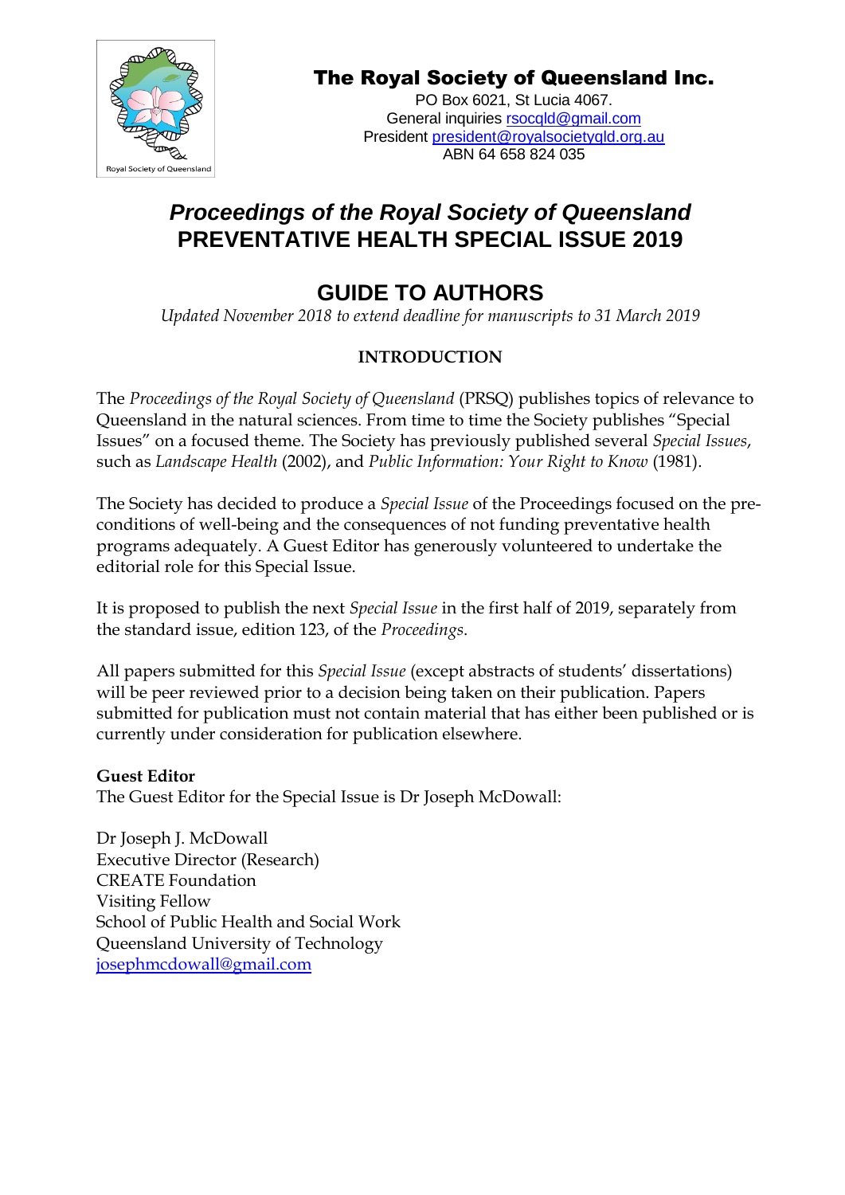**The Royal Society of Queensland Inc.**
PO Box 6021, St Lucia 4067.
General inquiries rsocqld@gmail.com
President president@royalsocietyqld.org.au
ABN 64 658 824 035

# *Proceedings of the Royal Society of Queensland* PREVENTATIVE HEALTH SPECIAL ISSUE 2019

# GUIDE TO AUTHORS

*Updated November 2018 to extend deadline for manuscripts to 31 March 2019*

## INTRODUCTION

The *Proceedings of the Royal Society of Queensland* (PRSQ) publishes topics of relevance to Queensland in the natural sciences. From time to time the Society publishes "Special Issues" on a focused theme. The Society has previously published several *Special Issues*, such as *Landscape Health* (2002), and *Public Information: Your Right to Know* (1981).

The Society has decided to produce a *Special Issue* of the Proceedings focused on the pre-conditions of well-being and the consequences of not funding preventative health programs adequately. A Guest Editor has generously volunteered to undertake the editorial role for this Special Issue.

It is proposed to publish the next *Special Issue* in the first half of 2019, separately from the standard issue, edition 123, of the *Proceedings*.

All papers submitted for this *Special Issue* (except abstracts of students' dissertations) will be peer reviewed prior to a decision being taken on their publication. Papers submitted for publication must not contain material that has either been published or is currently under consideration for publication elsewhere.

**Guest Editor**
The Guest Editor for the Special Issue is Dr Joseph McDowall:

Dr Joseph J. McDowall
Executive Director (Research)
CREATE Foundation
Visiting Fellow
School of Public Health and Social Work
Queensland University of Technology
josephmcdowall@gmail.com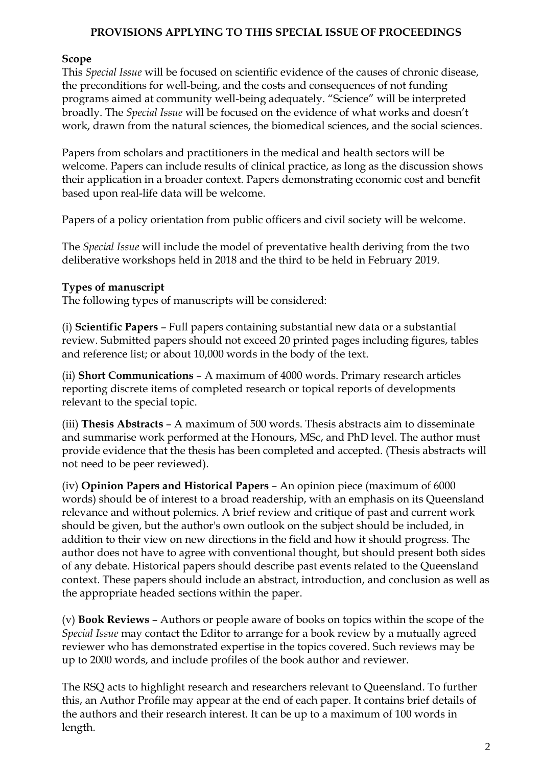# PROVISIONS APPLYING TO THIS SPECIAL ISSUE OF PROCEEDINGS

**Scope**

This *Special Issue* will be focused on scientific evidence of the causes of chronic disease, the preconditions for well-being, and the costs and consequences of not funding programs aimed at community well-being adequately. "Science" will be interpreted broadly. The *Special Issue* will be focused on the evidence of what works and doesn't work, drawn from the natural sciences, the biomedical sciences, and the social sciences.

Papers from scholars and practitioners in the medical and health sectors will be welcome. Papers can include results of clinical practice, as long as the discussion shows their application in a broader context. Papers demonstrating economic cost and benefit based upon real-life data will be welcome.

Papers of a policy orientation from public officers and civil society will be welcome.

The *Special Issue* will include the model of preventative health deriving from the two deliberative workshops held in 2018 and the third to be held in February 2019.

**Types of manuscript**

The following types of manuscripts will be considered:

(i) **Scientific Papers** – Full papers containing substantial new data or a substantial review. Submitted papers should not exceed 20 printed pages including figures, tables and reference list; or about 10,000 words in the body of the text.

(ii) **Short Communications** – A maximum of 4000 words. Primary research articles reporting discrete items of completed research or topical reports of developments relevant to the special topic.

(iii) **Thesis Abstracts** – A maximum of 500 words. Thesis abstracts aim to disseminate and summarise work performed at the Honours, MSc, and PhD level. The author must provide evidence that the thesis has been completed and accepted. (Thesis abstracts will not need to be peer reviewed).

(iv) **Opinion Papers and Historical Papers** – An opinion piece (maximum of 6000 words) should be of interest to a broad readership, with an emphasis on its Queensland relevance and without polemics. A brief review and critique of past and current work should be given, but the author's own outlook on the subject should be included, in addition to their view on new directions in the field and how it should progress. The author does not have to agree with conventional thought, but should present both sides of any debate. Historical papers should describe past events related to the Queensland context. These papers should include an abstract, introduction, and conclusion as well as the appropriate headed sections within the paper.

(v) **Book Reviews** – Authors or people aware of books on topics within the scope of the *Special Issue* may contact the Editor to arrange for a book review by a mutually agreed reviewer who has demonstrated expertise in the topics covered. Such reviews may be up to 2000 words, and include profiles of the book author and reviewer.

The RSQ acts to highlight research and researchers relevant to Queensland. To further this, an Author Profile may appear at the end of each paper. It contains brief details of the authors and their research interest. It can be up to a maximum of 100 words in length.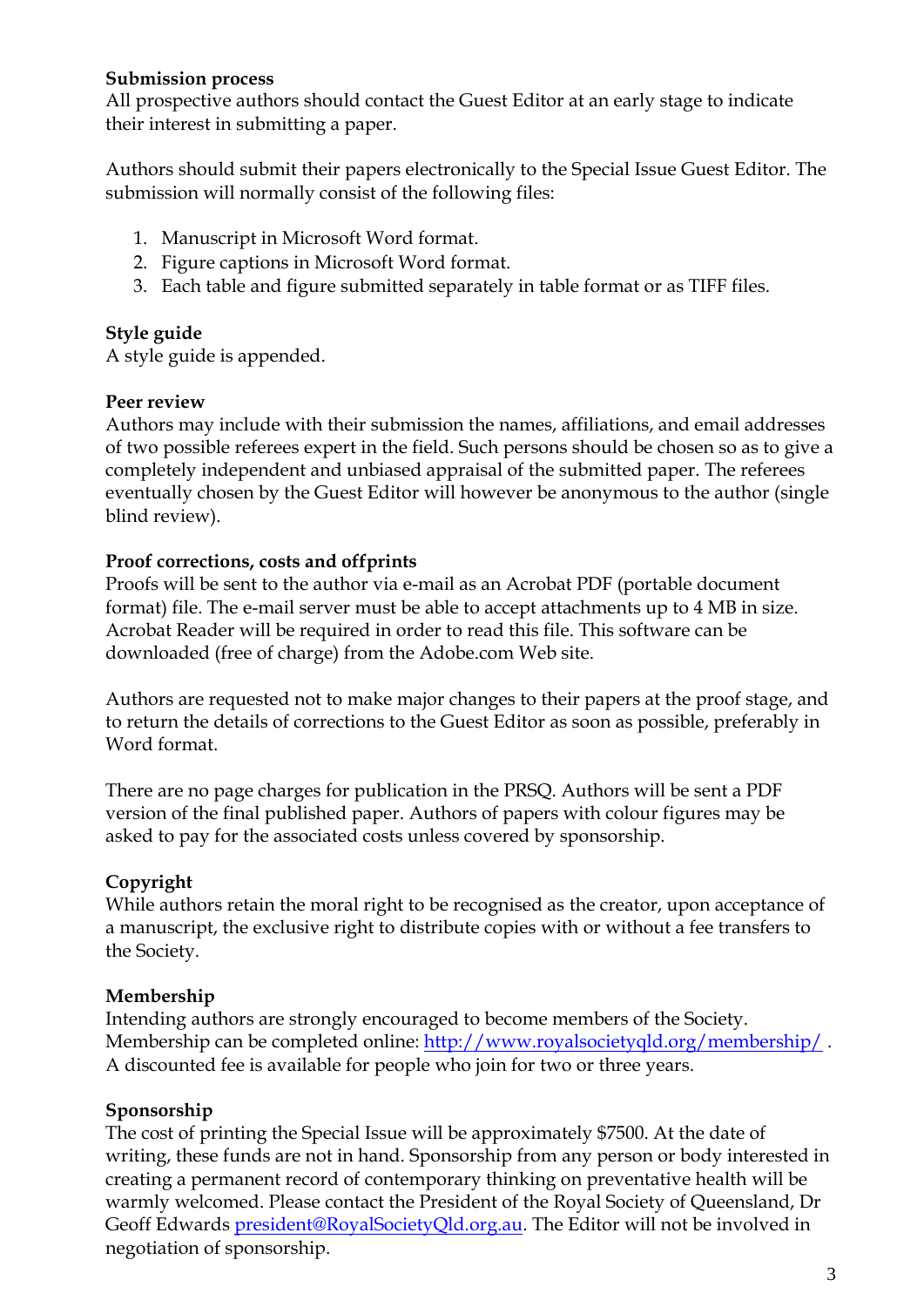**Submission process**

All prospective authors should contact the Guest Editor at an early stage to indicate their interest in submitting a paper.

Authors should submit their papers electronically to the Special Issue Guest Editor. The submission will normally consist of the following files:

1. Manuscript in Microsoft Word format.
2. Figure captions in Microsoft Word format.
3. Each table and figure submitted separately in table format or as TIFF files.

**Style guide**

A style guide is appended.

**Peer review**

Authors may include with their submission the names, affiliations, and email addresses of two possible referees expert in the field. Such persons should be chosen so as to give a completely independent and unbiased appraisal of the submitted paper. The referees eventually chosen by the Guest Editor will however be anonymous to the author (single blind review).

**Proof corrections, costs and offprints**

Proofs will be sent to the author via e-mail as an Acrobat PDF (portable document format) file. The e-mail server must be able to accept attachments up to 4 MB in size. Acrobat Reader will be required in order to read this file. This software can be downloaded (free of charge) from the Adobe.com Web site.

Authors are requested not to make major changes to their papers at the proof stage, and to return the details of corrections to the Guest Editor as soon as possible, preferably in Word format.

There are no page charges for publication in the PRSQ. Authors will be sent a PDF version of the final published paper. Authors of papers with colour figures may be asked to pay for the associated costs unless covered by sponsorship.

**Copyright**

While authors retain the moral right to be recognised as the creator, upon acceptance of a manuscript, the exclusive right to distribute copies with or without a fee transfers to the Society.

**Membership**

Intending authors are strongly encouraged to become members of the Society. Membership can be completed online: [http://www.royalsocietyqld.org/membership/](http://www.royalsocietyqld.org/membership/) . A discounted fee is available for people who join for two or three years.

**Sponsorship**

The cost of printing the Special Issue will be approximately $7500. At the date of writing, these funds are not in hand. Sponsorship from any person or body interested in creating a permanent record of contemporary thinking on preventative health will be warmly welcomed. Please contact the President of the Royal Society of Queensland, Dr Geoff Edwards [president@RoyalSocietyQld.org.au](mailto:president@RoyalSocietyQld.org.au). The Editor will not be involved in negotiation of sponsorship.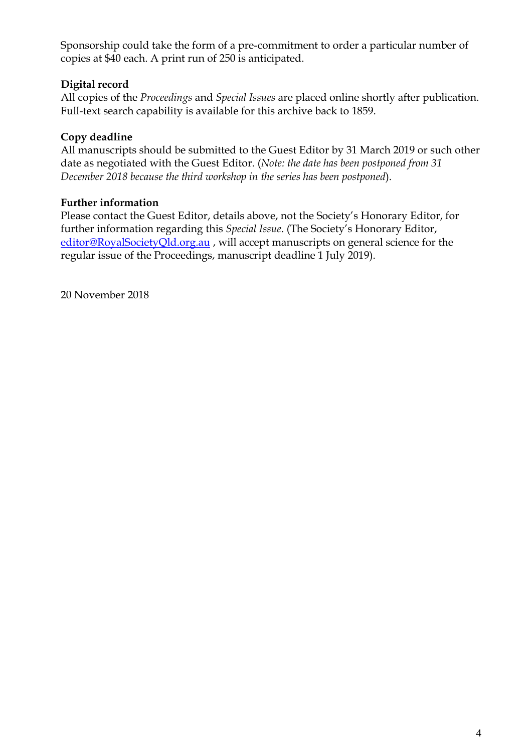Sponsorship could take the form of a pre-commitment to order a particular number of copies at $40 each. A print run of 250 is anticipated.

**Digital record**

All copies of the *Proceedings* and *Special Issues* are placed online shortly after publication. Full-text search capability is available for this archive back to 1859.

**Copy deadline**

All manuscripts should be submitted to the Guest Editor by 31 March 2019 or such other date as negotiated with the Guest Editor. (*Note: the date has been postponed from 31 December 2018 because the third workshop in the series has been postponed*).

**Further information**

Please contact the Guest Editor, details above, not the Society's Honorary Editor, for further information regarding this *Special Issue*. (The Society's Honorary Editor, editor@RoyalSocietyQld.org.au , will accept manuscripts on general science for the regular issue of the Proceedings, manuscript deadline 1 July 2019).

20 November 2018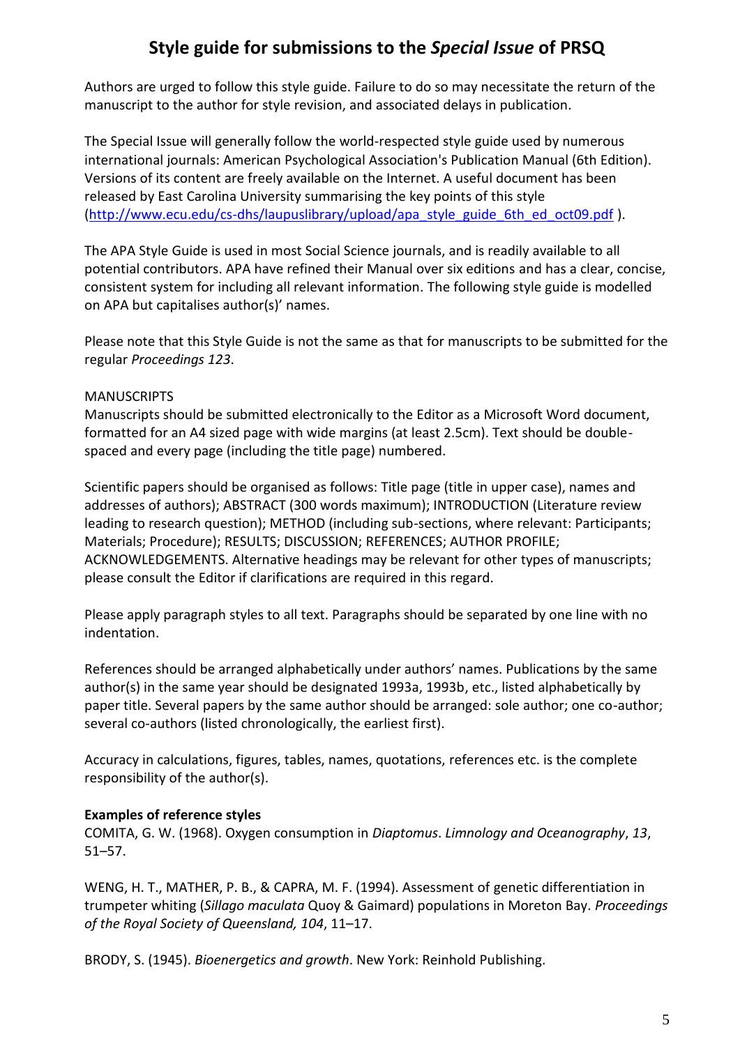# Style guide for submissions to the *Special Issue* of PRSQ

Authors are urged to follow this style guide. Failure to do so may necessitate the return of the manuscript to the author for style revision, and associated delays in publication.

The Special Issue will generally follow the world-respected style guide used by numerous international journals: American Psychological Association's Publication Manual (6th Edition). Versions of its content are freely available on the Internet. A useful document has been released by East Carolina University summarising the key points of this style (http://www.ecu.edu/cs-dhs/laupuslibrary/upload/apa_style_guide_6th_ed_oct09.pdf ).

The APA Style Guide is used in most Social Science journals, and is readily available to all potential contributors. APA have refined their Manual over six editions and has a clear, concise, consistent system for including all relevant information. The following style guide is modelled on APA but capitalises author(s)' names.

Please note that this Style Guide is not the same as that for manuscripts to be submitted for the regular *Proceedings 123*.

MANUSCRIPTS

Manuscripts should be submitted electronically to the Editor as a Microsoft Word document, formatted for an A4 sized page with wide margins (at least 2.5cm). Text should be double-spaced and every page (including the title page) numbered.

Scientific papers should be organised as follows: Title page (title in upper case), names and addresses of authors); ABSTRACT (300 words maximum); INTRODUCTION (Literature review leading to research question); METHOD (including sub-sections, where relevant: Participants; Materials; Procedure); RESULTS; DISCUSSION; REFERENCES; AUTHOR PROFILE; ACKNOWLEDGEMENTS. Alternative headings may be relevant for other types of manuscripts; please consult the Editor if clarifications are required in this regard.

Please apply paragraph styles to all text. Paragraphs should be separated by one line with no indentation.

References should be arranged alphabetically under authors' names. Publications by the same author(s) in the same year should be designated 1993a, 1993b, etc., listed alphabetically by paper title. Several papers by the same author should be arranged: sole author; one co-author; several co-authors (listed chronologically, the earliest first).

Accuracy in calculations, figures, tables, names, quotations, references etc. is the complete responsibility of the author(s).

**Examples of reference styles**

COMITA, G. W. (1968). Oxygen consumption in *Diaptomus*. *Limnology and Oceanography*, *13*, 51–57.

WENG, H. T., MATHER, P. B., & CAPRA, M. F. (1994). Assessment of genetic differentiation in trumpeter whiting (*Sillago maculata* Quoy & Gaimard) populations in Moreton Bay. *Proceedings of the Royal Society of Queensland, 104*, 11–17.

BRODY, S. (1945). *Bioenergetics and growth*. New York: Reinhold Publishing.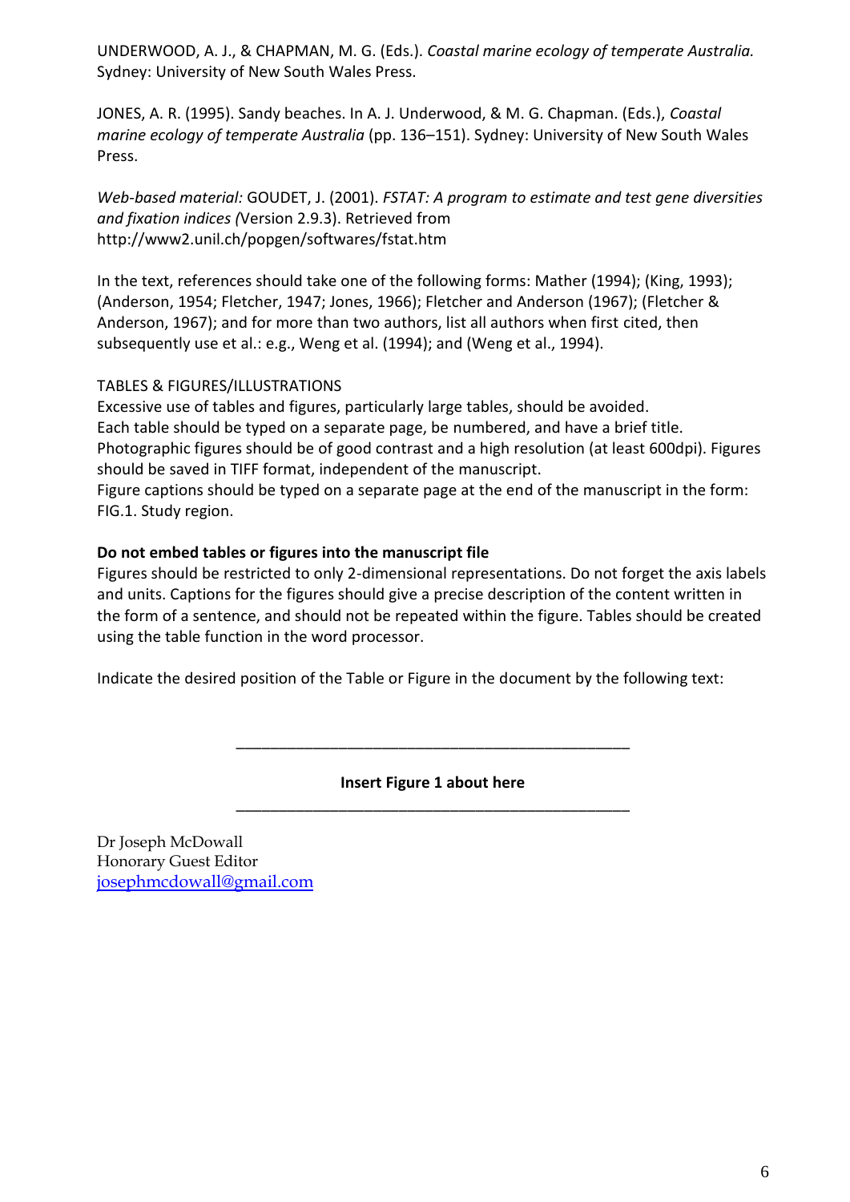UNDERWOOD, A. J., & CHAPMAN, M. G. (Eds.). *Coastal marine ecology of temperate Australia.* Sydney: University of New South Wales Press.

JONES, A. R. (1995). Sandy beaches. In A. J. Underwood, & M. G. Chapman. (Eds.), *Coastal marine ecology of temperate Australia* (pp. 136–151). Sydney: University of New South Wales Press.

*Web-based material:* GOUDET, J. (2001). *FSTAT: A program to estimate and test gene diversities and fixation indices (*Version 2.9.3). Retrieved from http://www2.unil.ch/popgen/softwares/fstat.htm

In the text, references should take one of the following forms: Mather (1994); (King, 1993); (Anderson, 1954; Fletcher, 1947; Jones, 1966); Fletcher and Anderson (1967); (Fletcher & Anderson, 1967); and for more than two authors, list all authors when first cited, then subsequently use et al.: e.g., Weng et al. (1994); and (Weng et al., 1994).

TABLES & FIGURES/ILLUSTRATIONS

Excessive use of tables and figures, particularly large tables, should be avoided.
Each table should be typed on a separate page, be numbered, and have a brief title.
Photographic figures should be of good contrast and a high resolution (at least 600dpi). Figures should be saved in TIFF format, independent of the manuscript.
Figure captions should be typed on a separate page at the end of the manuscript in the form: FIG.1. Study region.

**Do not embed tables or figures into the manuscript file**

Figures should be restricted to only 2-dimensional representations. Do not forget the axis labels and units. Captions for the figures should give a precise description of the content written in the form of a sentence, and should not be repeated within the figure. Tables should be created using the table function in the word processor.

Indicate the desired position of the Table or Figure in the document by the following text:

---

**Insert Figure 1 about here**

---

Dr Joseph McDowall
Honorary Guest Editor
josephmcdowall@gmail.com